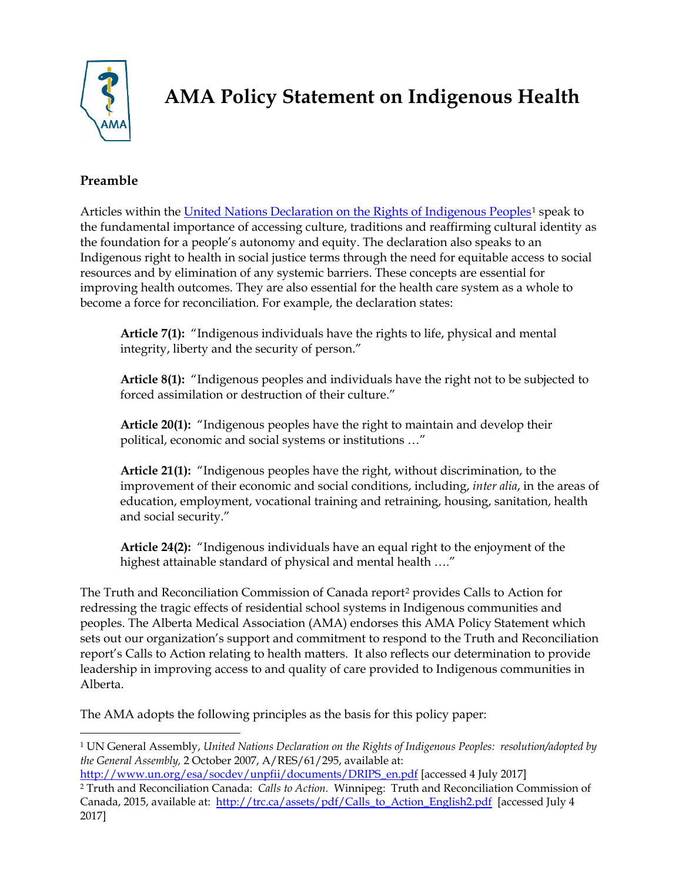# AMA Policy Statement on Indigenous Health

## Preamble

Articles within the [United Nations Declaration on the Rights of Indigenous Peoples](http://www.un.org/esa/socdev/unpfii/documents/DRIPS_en.pdf)[1] speak to the fundamental importance of accessing culture, traditions and reaffirming cultural identity as the foundation for a people's autonomy and equity. The declaration also speaks to an Indigenous right to health in social justice terms through the need for equitable access to social resources and by elimination of any systemic barriers. These concepts are essential for improving health outcomes. They are also essential for the health care system as a whole to become a force for reconciliation. For example, the declaration states:

> **Article 7(1):** "Indigenous individuals have the rights to life, physical and mental integrity, liberty and the security of person."
>
> **Article 8(1):** "Indigenous peoples and individuals have the right not to be subjected to forced assimilation or destruction of their culture."
>
> **Article 20(1):** "Indigenous peoples have the right to maintain and develop their political, economic and social systems or institutions …"
>
> **Article 21(1):** "Indigenous peoples have the right, without discrimination, to the improvement of their economic and social conditions, including, *inter alia*, in the areas of education, employment, vocational training and retraining, housing, sanitation, health and social security."
>
> **Article 24(2):** "Indigenous individuals have an equal right to the enjoyment of the highest attainable standard of physical and mental health …."

The Truth and Reconciliation Commission of Canada report[2] provides Calls to Action for redressing the tragic effects of residential school systems in Indigenous communities and peoples. The Alberta Medical Association (AMA) endorses this AMA Policy Statement which sets out our organization's support and commitment to respond to the Truth and Reconciliation report's Calls to Action relating to health matters. It also reflects our determination to provide leadership in improving access to and quality of care provided to Indigenous communities in Alberta.

The AMA adopts the following principles as the basis for this policy paper:

---

[1] UN General Assembly, *United Nations Declaration on the Rights of Indigenous Peoples: resolution/adopted by the General Assembly,* 2 October 2007, A/RES/61/295, available at: http://www.un.org/esa/socdev/unpfii/documents/DRIPS_en.pdf [accessed 4 July 2017]

[2] Truth and Reconciliation Canada: *Calls to Action.* Winnipeg: Truth and Reconciliation Commission of Canada, 2015, available at: http://trc.ca/assets/pdf/Calls_to_Action_English2.pdf [accessed July 4 2017]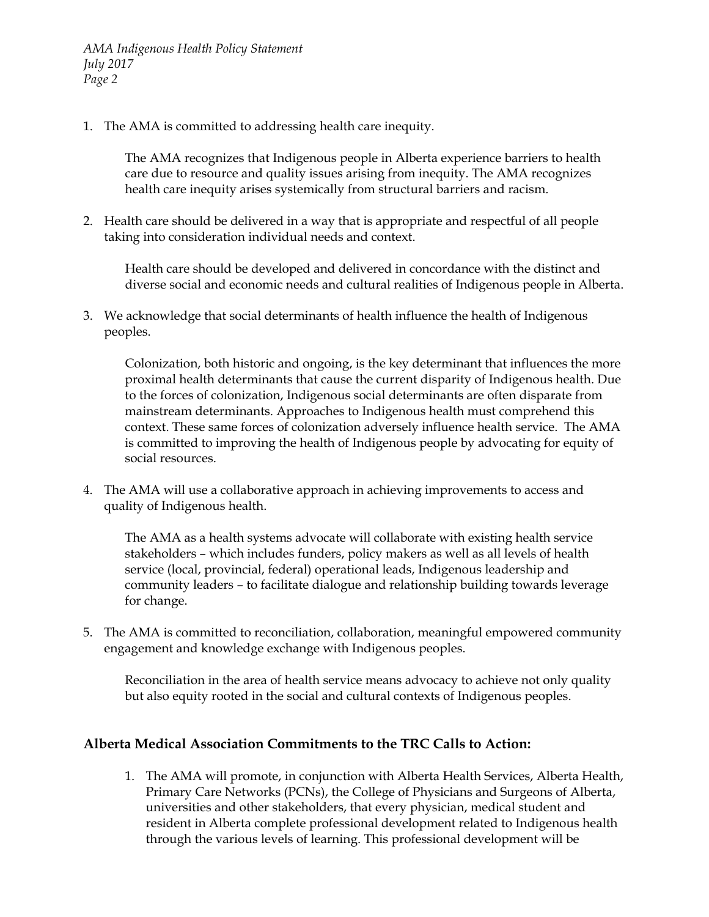1. The AMA is committed to addressing health care inequity.

   The AMA recognizes that Indigenous people in Alberta experience barriers to health care due to resource and quality issues arising from inequity. The AMA recognizes health care inequity arises systemically from structural barriers and racism.

2. Health care should be delivered in a way that is appropriate and respectful of all people taking into consideration individual needs and context.

   Health care should be developed and delivered in concordance with the distinct and diverse social and economic needs and cultural realities of Indigenous people in Alberta.

3. We acknowledge that social determinants of health influence the health of Indigenous peoples.

   Colonization, both historic and ongoing, is the key determinant that influences the more proximal health determinants that cause the current disparity of Indigenous health. Due to the forces of colonization, Indigenous social determinants are often disparate from mainstream determinants. Approaches to Indigenous health must comprehend this context. These same forces of colonization adversely influence health service. The AMA is committed to improving the health of Indigenous people by advocating for equity of social resources.

4. The AMA will use a collaborative approach in achieving improvements to access and quality of Indigenous health.

   The AMA as a health systems advocate will collaborate with existing health service stakeholders – which includes funders, policy makers as well as all levels of health service (local, provincial, federal) operational leads, Indigenous leadership and community leaders – to facilitate dialogue and relationship building towards leverage for change.

5. The AMA is committed to reconciliation, collaboration, meaningful empowered community engagement and knowledge exchange with Indigenous peoples.

   Reconciliation in the area of health service means advocacy to achieve not only quality but also equity rooted in the social and cultural contexts of Indigenous peoples.

## Alberta Medical Association Commitments to the TRC Calls to Action:

1. The AMA will promote, in conjunction with Alberta Health Services, Alberta Health, Primary Care Networks (PCNs), the College of Physicians and Surgeons of Alberta, universities and other stakeholders, that every physician, medical student and resident in Alberta complete professional development related to Indigenous health through the various levels of learning. This professional development will be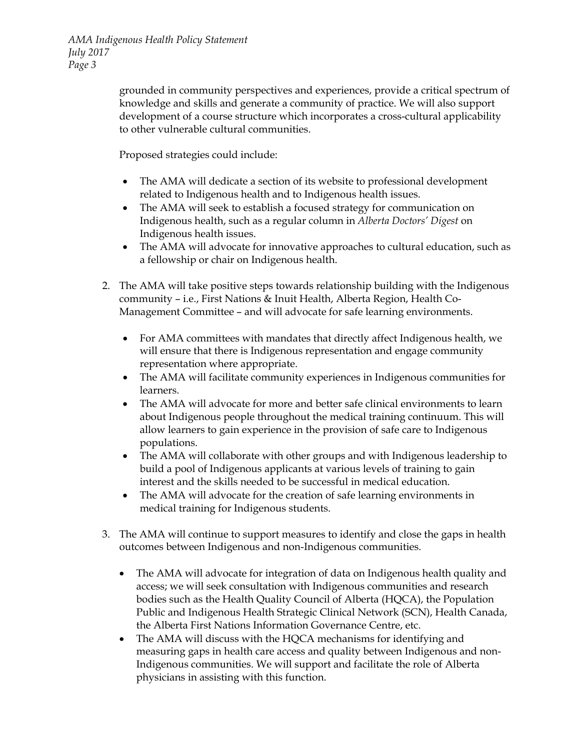grounded in community perspectives and experiences, provide a critical spectrum of knowledge and skills and generate a community of practice. We will also support development of a course structure which incorporates a cross-cultural applicability to other vulnerable cultural communities.

Proposed strategies could include:

- The AMA will dedicate a section of its website to professional development related to Indigenous health and to Indigenous health issues.
- The AMA will seek to establish a focused strategy for communication on Indigenous health, such as a regular column in *Alberta Doctors' Digest* on Indigenous health issues.
- The AMA will advocate for innovative approaches to cultural education, such as a fellowship or chair on Indigenous health.

2. The AMA will take positive steps towards relationship building with the Indigenous community – i.e., First Nations & Inuit Health, Alberta Region, Health Co-Management Committee – and will advocate for safe learning environments.

   - For AMA committees with mandates that directly affect Indigenous health, we will ensure that there is Indigenous representation and engage community representation where appropriate.
   - The AMA will facilitate community experiences in Indigenous communities for learners.
   - The AMA will advocate for more and better safe clinical environments to learn about Indigenous people throughout the medical training continuum. This will allow learners to gain experience in the provision of safe care to Indigenous populations.
   - The AMA will collaborate with other groups and with Indigenous leadership to build a pool of Indigenous applicants at various levels of training to gain interest and the skills needed to be successful in medical education.
   - The AMA will advocate for the creation of safe learning environments in medical training for Indigenous students.

3. The AMA will continue to support measures to identify and close the gaps in health outcomes between Indigenous and non-Indigenous communities.

   - The AMA will advocate for integration of data on Indigenous health quality and access; we will seek consultation with Indigenous communities and research bodies such as the Health Quality Council of Alberta (HQCA), the Population Public and Indigenous Health Strategic Clinical Network (SCN), Health Canada, the Alberta First Nations Information Governance Centre, etc.
   - The AMA will discuss with the HQCA mechanisms for identifying and measuring gaps in health care access and quality between Indigenous and non-Indigenous communities. We will support and facilitate the role of Alberta physicians in assisting with this function.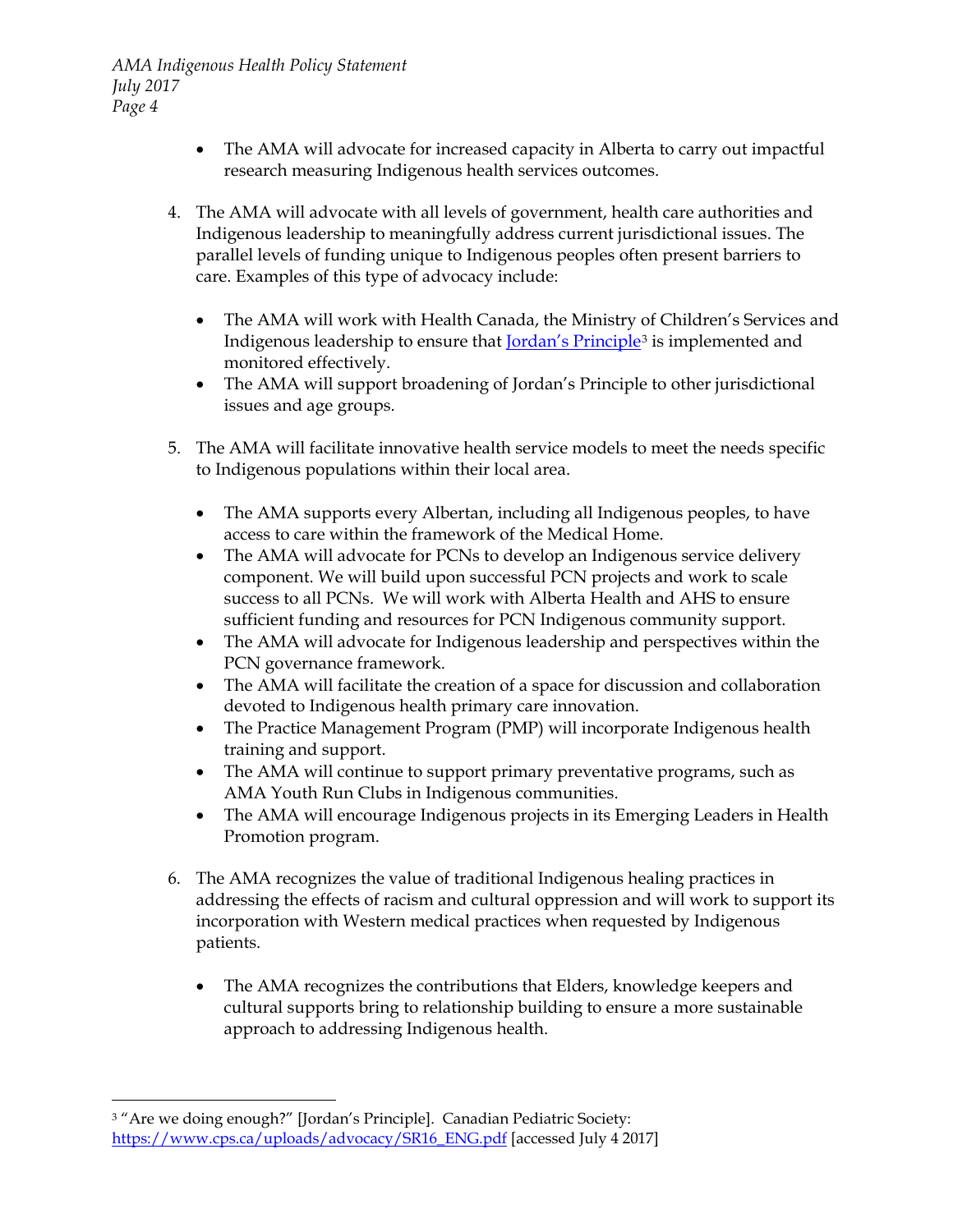- The AMA will advocate for increased capacity in Alberta to carry out impactful research measuring Indigenous health services outcomes.

4. The AMA will advocate with all levels of government, health care authorities and Indigenous leadership to meaningfully address current jurisdictional issues. The parallel levels of funding unique to Indigenous peoples often present barriers to care. Examples of this type of advocacy include:

   - The AMA will work with Health Canada, the Ministry of Children's Services and Indigenous leadership to ensure that [Jordan's Principle](https://www.cps.ca/uploads/advocacy/SR16_ENG.pdf)[3] is implemented and monitored effectively.
   - The AMA will support broadening of Jordan's Principle to other jurisdictional issues and age groups.

5. The AMA will facilitate innovative health service models to meet the needs specific to Indigenous populations within their local area.

   - The AMA supports every Albertan, including all Indigenous peoples, to have access to care within the framework of the Medical Home.
   - The AMA will advocate for PCNs to develop an Indigenous service delivery component. We will build upon successful PCN projects and work to scale success to all PCNs. We will work with Alberta Health and AHS to ensure sufficient funding and resources for PCN Indigenous community support.
   - The AMA will advocate for Indigenous leadership and perspectives within the PCN governance framework.
   - The AMA will facilitate the creation of a space for discussion and collaboration devoted to Indigenous health primary care innovation.
   - The Practice Management Program (PMP) will incorporate Indigenous health training and support.
   - The AMA will continue to support primary preventative programs, such as AMA Youth Run Clubs in Indigenous communities.
   - The AMA will encourage Indigenous projects in its Emerging Leaders in Health Promotion program.

6. The AMA recognizes the value of traditional Indigenous healing practices in addressing the effects of racism and cultural oppression and will work to support its incorporation with Western medical practices when requested by Indigenous patients.

   - The AMA recognizes the contributions that Elders, knowledge keepers and cultural supports bring to relationship building to ensure a more sustainable approach to addressing Indigenous health.

---

[3] "Are we doing enough?" [Jordan's Principle]. Canadian Pediatric Society: https://www.cps.ca/uploads/advocacy/SR16_ENG.pdf [accessed July 4 2017]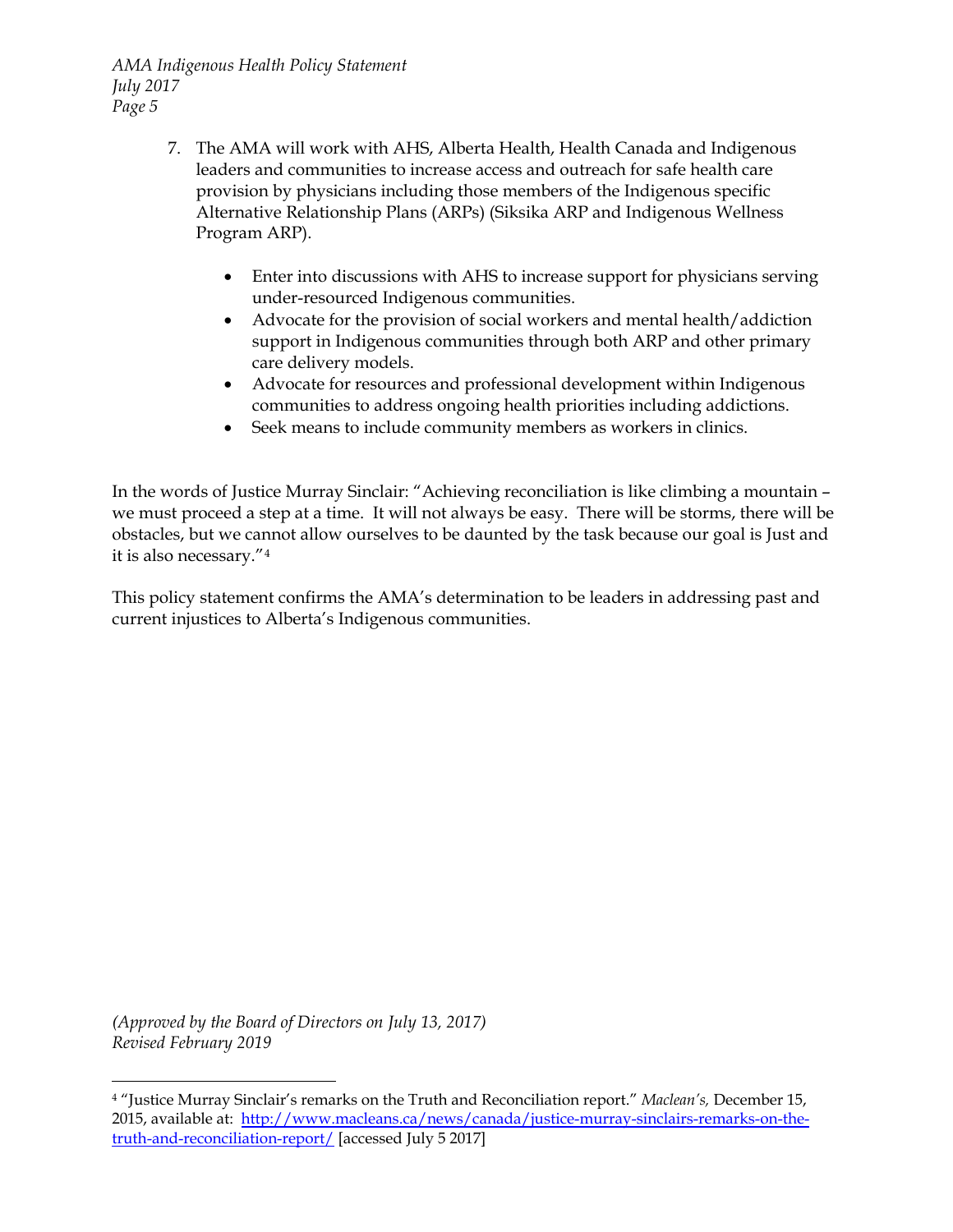7. The AMA will work with AHS, Alberta Health, Health Canada and Indigenous leaders and communities to increase access and outreach for safe health care provision by physicians including those members of the Indigenous specific Alternative Relationship Plans (ARPs) (Siksika ARP and Indigenous Wellness Program ARP).

    - Enter into discussions with AHS to increase support for physicians serving under-resourced Indigenous communities.
    - Advocate for the provision of social workers and mental health/addiction support in Indigenous communities through both ARP and other primary care delivery models.
    - Advocate for resources and professional development within Indigenous communities to address ongoing health priorities including addictions.
    - Seek means to include community members as workers in clinics.

In the words of Justice Murray Sinclair: "Achieving reconciliation is like climbing a mountain – we must proceed a step at a time. It will not always be easy. There will be storms, there will be obstacles, but we cannot allow ourselves to be daunted by the task because our goal is Just and it is also necessary."[4]

This policy statement confirms the AMA's determination to be leaders in addressing past and current injustices to Alberta's Indigenous communities.

*(Approved by the Board of Directors on July 13, 2017)*
*Revised February 2019*

---

[4] "Justice Murray Sinclair's remarks on the Truth and Reconciliation report." *Maclean's,* December 15, 2015, available at: http://www.macleans.ca/news/canada/justice-murray-sinclairs-remarks-on-the-truth-and-reconciliation-report/ [accessed July 5 2017]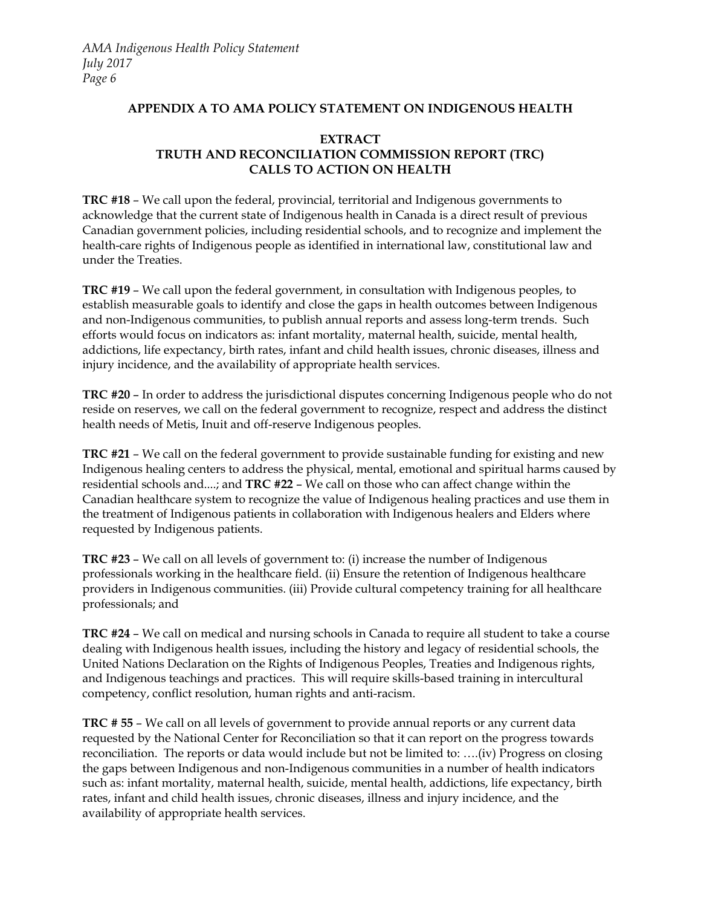## APPENDIX A TO AMA POLICY STATEMENT ON INDIGENOUS HEALTH

### EXTRACT
### TRUTH AND RECONCILIATION COMMISSION REPORT (TRC)
### CALLS TO ACTION ON HEALTH

**TRC #18** – We call upon the federal, provincial, territorial and Indigenous governments to acknowledge that the current state of Indigenous health in Canada is a direct result of previous Canadian government policies, including residential schools, and to recognize and implement the health-care rights of Indigenous people as identified in international law, constitutional law and under the Treaties.

**TRC #19** – We call upon the federal government, in consultation with Indigenous peoples, to establish measurable goals to identify and close the gaps in health outcomes between Indigenous and non-Indigenous communities, to publish annual reports and assess long-term trends. Such efforts would focus on indicators as: infant mortality, maternal health, suicide, mental health, addictions, life expectancy, birth rates, infant and child health issues, chronic diseases, illness and injury incidence, and the availability of appropriate health services.

**TRC #20** – In order to address the jurisdictional disputes concerning Indigenous people who do not reside on reserves, we call on the federal government to recognize, respect and address the distinct health needs of Metis, Inuit and off-reserve Indigenous peoples.

**TRC #21** – We call on the federal government to provide sustainable funding for existing and new Indigenous healing centers to address the physical, mental, emotional and spiritual harms caused by residential schools and....; and **TRC #22** – We call on those who can affect change within the Canadian healthcare system to recognize the value of Indigenous healing practices and use them in the treatment of Indigenous patients in collaboration with Indigenous healers and Elders where requested by Indigenous patients.

**TRC #23** – We call on all levels of government to: (i) increase the number of Indigenous professionals working in the healthcare field. (ii) Ensure the retention of Indigenous healthcare providers in Indigenous communities. (iii) Provide cultural competency training for all healthcare professionals; and

**TRC #24** – We call on medical and nursing schools in Canada to require all student to take a course dealing with Indigenous health issues, including the history and legacy of residential schools, the United Nations Declaration on the Rights of Indigenous Peoples, Treaties and Indigenous rights, and Indigenous teachings and practices. This will require skills-based training in intercultural competency, conflict resolution, human rights and anti-racism.

**TRC # 55** – We call on all levels of government to provide annual reports or any current data requested by the National Center for Reconciliation so that it can report on the progress towards reconciliation. The reports or data would include but not be limited to: ….(iv) Progress on closing the gaps between Indigenous and non-Indigenous communities in a number of health indicators such as: infant mortality, maternal health, suicide, mental health, addictions, life expectancy, birth rates, infant and child health issues, chronic diseases, illness and injury incidence, and the availability of appropriate health services.